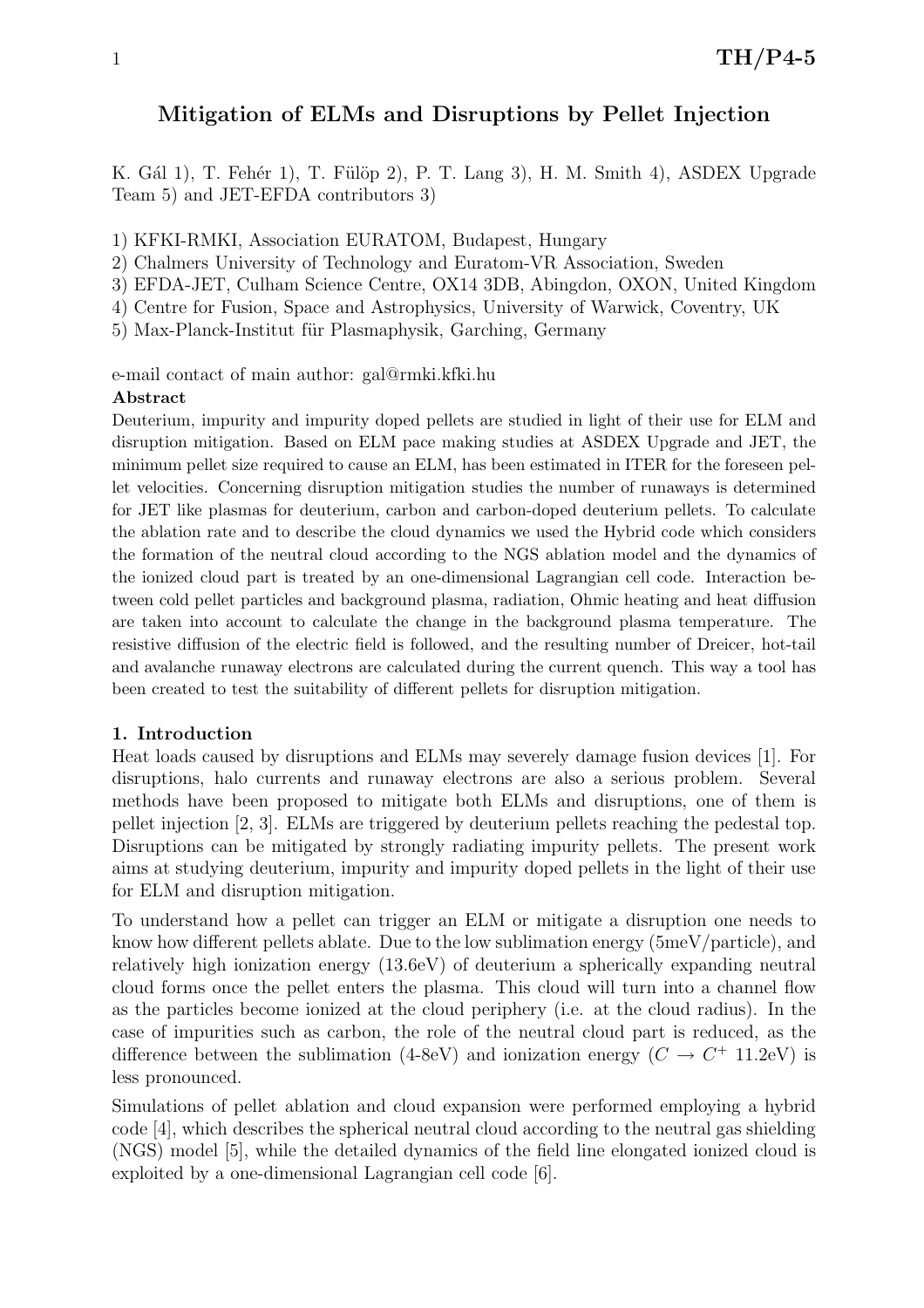# Mitigation of ELMs and Disruptions by Pellet Injection

K. Gál 1), T. Fehér 1), T. Fülöp 2), P. T. Lang 3), H. M. Smith 4), ASDEX Upgrade Team 5) and JET-EFDA contributors 3)

1) KFKI-RMKI, Association EURATOM, Budapest, Hungary
2) Chalmers University of Technology and Euratom-VR Association, Sweden
3) EFDA-JET, Culham Science Centre, OX14 3DB, Abingdon, OXON, United Kingdom
4) Centre for Fusion, Space and Astrophysics, University of Warwick, Coventry, UK
5) Max-Planck-Institut für Plasmaphysik, Garching, Germany

e-mail contact of main author: gal@rmki.kfki.hu

**Abstract**

Deuterium, impurity and impurity doped pellets are studied in light of their use for ELM and disruption mitigation. Based on ELM pace making studies at ASDEX Upgrade and JET, the minimum pellet size required to cause an ELM, has been estimated in ITER for the foreseen pellet velocities. Concerning disruption mitigation studies the number of runaways is determined for JET like plasmas for deuterium, carbon and carbon-doped deuterium pellets. To calculate the ablation rate and to describe the cloud dynamics we used the Hybrid code which considers the formation of the neutral cloud according to the NGS ablation model and the dynamics of the ionized cloud part is treated by an one-dimensional Lagrangian cell code. Interaction between cold pellet particles and background plasma, radiation, Ohmic heating and heat diffusion are taken into account to calculate the change in the background plasma temperature. The resistive diffusion of the electric field is followed, and the resulting number of Dreicer, hot-tail and avalanche runaway electrons are calculated during the current quench. This way a tool has been created to test the suitability of different pellets for disruption mitigation.

## 1. Introduction

Heat loads caused by disruptions and ELMs may severely damage fusion devices [1]. For disruptions, halo currents and runaway electrons are also a serious problem. Several methods have been proposed to mitigate both ELMs and disruptions, one of them is pellet injection [2, 3]. ELMs are triggered by deuterium pellets reaching the pedestal top. Disruptions can be mitigated by strongly radiating impurity pellets. The present work aims at studying deuterium, impurity and impurity doped pellets in the light of their use for ELM and disruption mitigation.

To understand how a pellet can trigger an ELM or mitigate a disruption one needs to know how different pellets ablate. Due to the low sublimation energy (5meV/particle), and relatively high ionization energy (13.6eV) of deuterium a spherically expanding neutral cloud forms once the pellet enters the plasma. This cloud will turn into a channel flow as the particles become ionized at the cloud periphery (i.e. at the cloud radius). In the case of impurities such as carbon, the role of the neutral cloud part is reduced, as the difference between the sublimation (4-8eV) and ionization energy ($C \rightarrow C^{+}$ 11.2eV) is less pronounced.

Simulations of pellet ablation and cloud expansion were performed employing a hybrid code [4], which describes the spherical neutral cloud according to the neutral gas shielding (NGS) model [5], while the detailed dynamics of the field line elongated ionized cloud is exploited by a one-dimensional Lagrangian cell code [6].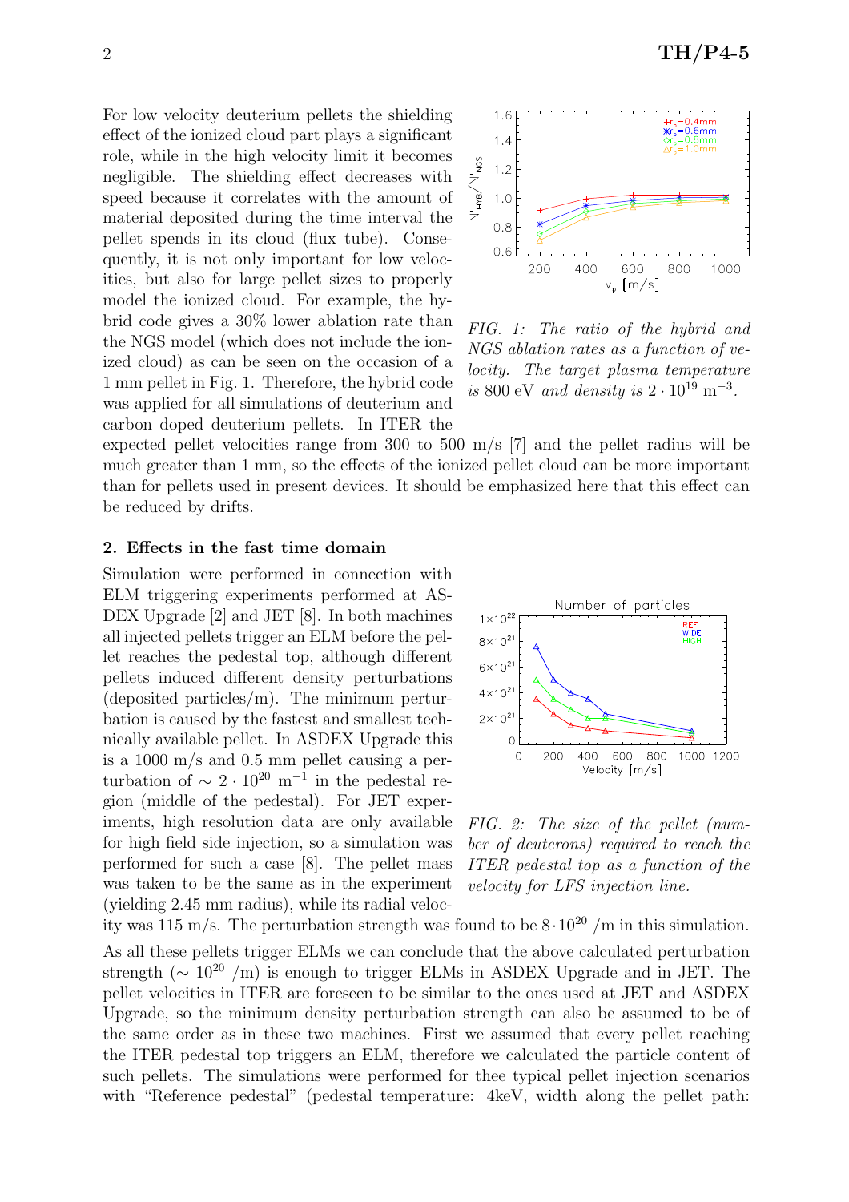For low velocity deuterium pellets the shielding effect of the ionized cloud part plays a significant role, while in the high velocity limit it becomes negligible. The shielding effect decreases with speed because it correlates with the amount of material deposited during the time interval the pellet spends in its cloud (flux tube). Consequently, it is not only important for low velocities, but also for large pellet sizes to properly model the ionized cloud. For example, the hybrid code gives a 30% lower ablation rate than the NGS model (which does not include the ionized cloud) as can be seen on the occasion of a 1 mm pellet in Fig. 1. Therefore, the hybrid code was applied for all simulations of deuterium and carbon doped deuterium pellets. In ITER the expected pellet velocities range from 300 to 500 m/s [7] and the pellet radius will be much greater than 1 mm, so the effects of the ionized pellet cloud can be more important than for pellets used in present devices. It should be emphasized here that this effect can be reduced by drifts.

*FIG. 1: The ratio of the hybrid and NGS ablation rates as a function of velocity. The target plasma temperature is* 800 eV *and density is* $2 \cdot 10^{19}$ m$^{-3}$.

## 2. Effects in the fast time domain

Simulation were performed in connection with ELM triggering experiments performed at ASDEX Upgrade [2] and JET [8]. In both machines all injected pellets trigger an ELM before the pellet reaches the pedestal top, although different pellets induced different density perturbations (deposited particles/m). The minimum perturbation is caused by the fastest and smallest technically available pellet. In ASDEX Upgrade this is a 1000 m/s and 0.5 mm pellet causing a perturbation of $\sim 2 \cdot 10^{20}$ m$^{-1}$ in the pedestal region (middle of the pedestal). For JET experiments, high resolution data are only available for high field side injection, so a simulation was performed for such a case [8]. The pellet mass was taken to be the same as in the experiment (yielding 2.45 mm radius), while its radial velocity was 115 m/s. The perturbation strength was found to be $8 \cdot 10^{20}$ /m in this simulation.

*FIG. 2: The size of the pellet (number of deuterons) required to reach the ITER pedestal top as a function of the velocity for LFS injection line.*

As all these pellets trigger ELMs we can conclude that the above calculated perturbation strength ($\sim 10^{20}$ /m) is enough to trigger ELMs in ASDEX Upgrade and in JET. The pellet velocities in ITER are foreseen to be similar to the ones used at JET and ASDEX Upgrade, so the minimum density perturbation strength can also be assumed to be of the same order as in these two machines. First we assumed that every pellet reaching the ITER pedestal top triggers an ELM, therefore we calculated the particle content of such pellets. The simulations were performed for thee typical pellet injection scenarios with "Reference pedestal" (pedestal temperature: 4keV, width along the pellet path: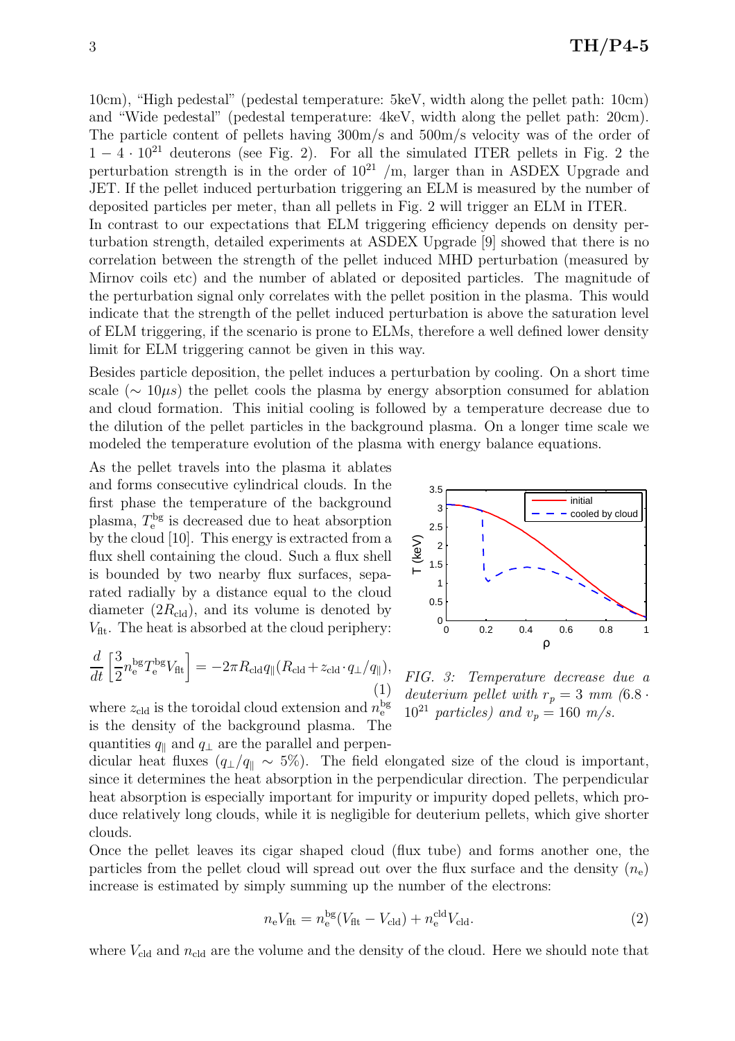10cm), "High pedestal" (pedestal temperature: 5keV, width along the pellet path: 10cm) and "Wide pedestal" (pedestal temperature: 4keV, width along the pellet path: 20cm). The particle content of pellets having 300m/s and 500m/s velocity was of the order of $1 - 4 \cdot 10^{21}$ deuterons (see Fig. 2). For all the simulated ITER pellets in Fig. 2 the perturbation strength is in the order of $10^{21}$ /m, larger than in ASDEX Upgrade and JET. If the pellet induced perturbation triggering an ELM is measured by the number of deposited particles per meter, than all pellets in Fig. 2 will trigger an ELM in ITER.

In contrast to our expectations that ELM triggering efficiency depends on density perturbation strength, detailed experiments at ASDEX Upgrade [9] showed that there is no correlation between the strength of the pellet induced MHD perturbation (measured by Mirnov coils etc) and the number of ablated or deposited particles. The magnitude of the perturbation signal only correlates with the pellet position in the plasma. This would indicate that the strength of the pellet induced perturbation is above the saturation level of ELM triggering, if the scenario is prone to ELMs, therefore a well defined lower density limit for ELM triggering cannot be given in this way.

Besides particle deposition, the pellet induces a perturbation by cooling. On a short time scale ($\sim 10\mu s$) the pellet cools the plasma by energy absorption consumed for ablation and cloud formation. This initial cooling is followed by a temperature decrease due to the dilution of the pellet particles in the background plasma. On a longer time scale we modeled the temperature evolution of the plasma with energy balance equations.

As the pellet travels into the plasma it ablates and forms consecutive cylindrical clouds. In the first phase the temperature of the background plasma, $T_{\mathrm{e}}^{\mathrm{bg}}$ is decreased due to heat absorption by the cloud [10]. This energy is extracted from a flux shell containing the cloud. Such a flux shell is bounded by two nearby flux surfaces, separated radially by a distance equal to the cloud diameter ($2R_{\mathrm{cld}}$), and its volume is denoted by $V_{\mathrm{flt}}$. The heat is absorbed at the cloud periphery:

$$\frac{d}{dt}\left[\frac{3}{2}n_{\mathrm{e}}^{\mathrm{bg}}T_{\mathrm{e}}^{\mathrm{bg}}V_{\mathrm{flt}}\right] = -2\pi R_{\mathrm{cld}}q_{\parallel}(R_{\mathrm{cld}} + z_{\mathrm{cld}}\cdot q_{\perp}/q_{\parallel}), \tag{1}$$

where $z_{\mathrm{cld}}$ is the toroidal cloud extension and $n_{\mathrm{e}}^{\mathrm{bg}}$ is the density of the background plasma. The quantities $q_{\parallel}$ and $q_{\perp}$ are the parallel and perpendicular heat fluxes ($q_{\perp}/q_{\parallel} \sim 5\%$). The field elongated size of the cloud is important, since it determines the heat absorption in the perpendicular direction. The perpendicular heat absorption is especially important for impurity or impurity doped pellets, which produce relatively long clouds, while it is negligible for deuterium pellets, which give shorter clouds.

*FIG. 3: Temperature decrease due a deuterium pellet with $r_p = 3$ mm ($6.8 \cdot 10^{21}$ particles) and $v_p = 160$ m/s.*

Once the pellet leaves its cigar shaped cloud (flux tube) and forms another one, the particles from the pellet cloud will spread out over the flux surface and the density ($n_{\mathrm{e}}$) increase is estimated by simply summing up the number of the electrons:

$$n_{\mathrm{e}}V_{\mathrm{flt}} = n_{\mathrm{e}}^{\mathrm{bg}}(V_{\mathrm{flt}} - V_{\mathrm{cld}}) + n_{\mathrm{e}}^{\mathrm{cld}}V_{\mathrm{cld}}. \tag{2}$$

where $V_{\mathrm{cld}}$ and $n_{\mathrm{cld}}$ are the volume and the density of the cloud. Here we should note that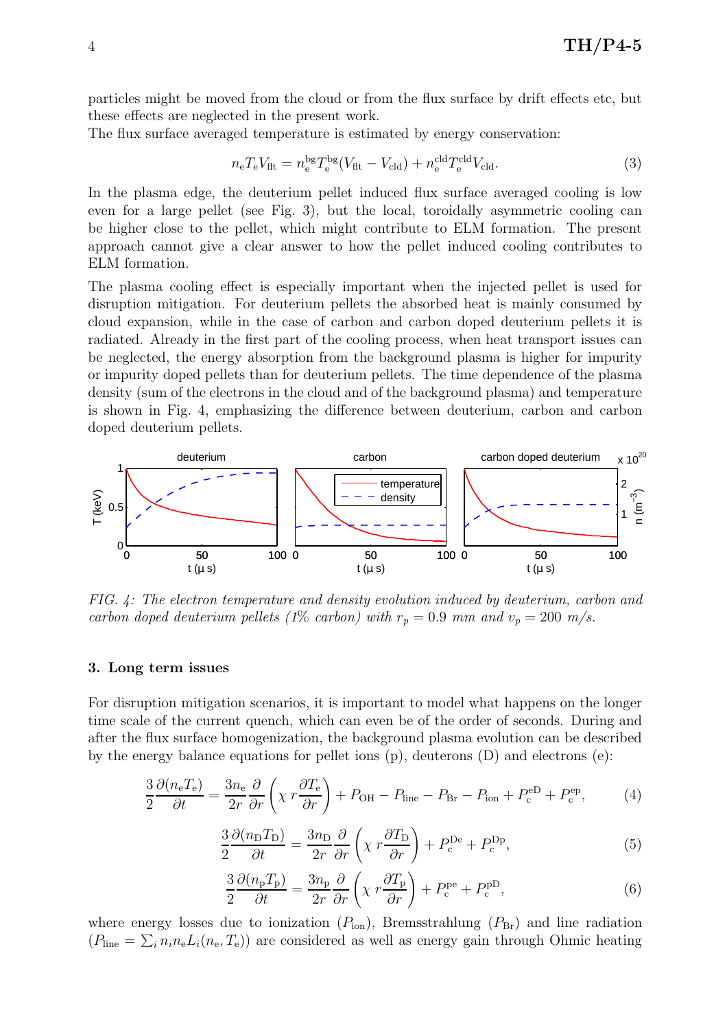particles might be moved from the cloud or from the flux surface by drift effects etc, but these effects are neglected in the present work.

The flux surface averaged temperature is estimated by energy conservation:

$$n_{\rm e} T_{\rm e} V_{\rm flt} = n_{\rm e}^{\rm bg} T_{\rm e}^{\rm bg} (V_{\rm flt} - V_{\rm cld}) + n_{\rm e}^{\rm cld} T_{\rm e}^{\rm cld} V_{\rm cld}. \tag{3}$$

In the plasma edge, the deuterium pellet induced flux surface averaged cooling is low even for a large pellet (see Fig. 3), but the local, toroidally asymmetric cooling can be higher close to the pellet, which might contribute to ELM formation. The present approach cannot give a clear answer to how the pellet induced cooling contributes to ELM formation.

The plasma cooling effect is especially important when the injected pellet is used for disruption mitigation. For deuterium pellets the absorbed heat is mainly consumed by cloud expansion, while in the case of carbon and carbon doped deuterium pellets it is radiated. Already in the first part of the cooling process, when heat transport issues can be neglected, the energy absorption from the background plasma is higher for impurity or impurity doped pellets than for deuterium pellets. The time dependence of the plasma density (sum of the electrons in the cloud and of the background plasma) and temperature is shown in Fig. 4, emphasizing the difference between deuterium, carbon and carbon doped deuterium pellets.

*FIG. 4: The electron temperature and density evolution induced by deuterium, carbon and carbon doped deuterium pellets (1% carbon) with $r_p = 0.9$ mm and $v_p = 200$ m/s.*

### 3. Long term issues

For disruption mitigation scenarios, it is important to model what happens on the longer time scale of the current quench, which can even be of the order of seconds. During and after the flux surface homogenization, the background plasma evolution can be described by the energy balance equations for pellet ions (p), deuterons (D) and electrons (e):

$$\frac{3}{2}\frac{\partial (n_{\rm e} T_{\rm e})}{\partial t} = \frac{3 n_{\rm e}}{2r}\frac{\partial}{\partial r}\left(\chi\, r \frac{\partial T_{\rm e}}{\partial r}\right) + P_{\rm OH} - P_{\rm line} - P_{\rm Br} - P_{\rm ion} + P_{\rm c}^{\rm eD} + P_{\rm c}^{\rm ep}, \tag{4}$$

$$\frac{3}{2}\frac{\partial (n_{\rm D} T_{\rm D})}{\partial t} = \frac{3 n_{\rm D}}{2r}\frac{\partial}{\partial r}\left(\chi\, r \frac{\partial T_{\rm D}}{\partial r}\right) + P_{\rm c}^{\rm De} + P_{\rm c}^{\rm Dp}, \tag{5}$$

$$\frac{3}{2}\frac{\partial (n_{\rm p} T_{\rm p})}{\partial t} = \frac{3 n_{\rm p}}{2r}\frac{\partial}{\partial r}\left(\chi\, r \frac{\partial T_{\rm p}}{\partial r}\right) + P_{\rm c}^{\rm pe} + P_{\rm c}^{\rm pD}, \tag{6}$$

where energy losses due to ionization ($P_{\rm ion}$), Bremsstrahlung ($P_{\rm Br}$) and line radiation ($P_{\rm line} = \sum_i n_i n_{\rm e} L_i(n_{\rm e}, T_{\rm e})$) are considered as well as energy gain through Ohmic heating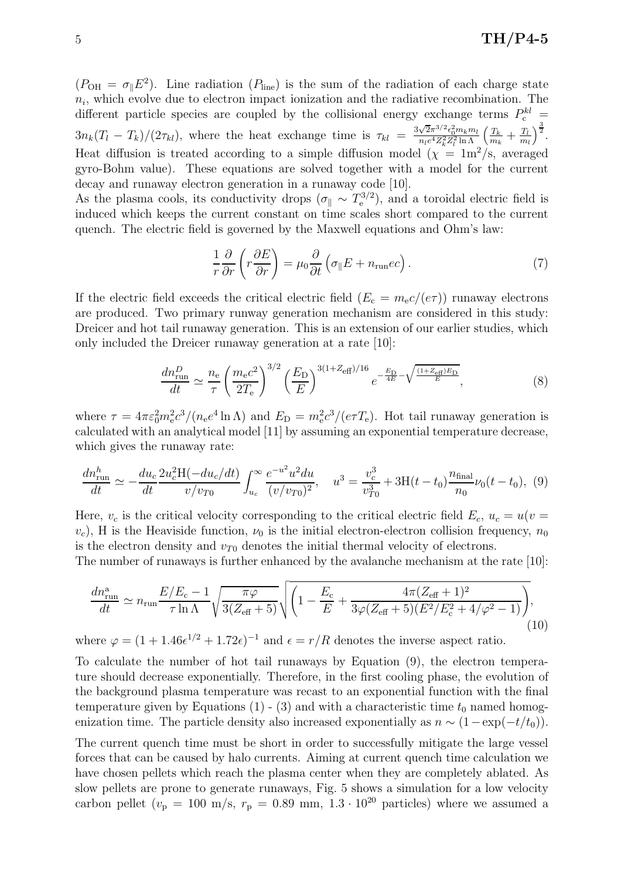($P_{\rm OH} = \sigma_\parallel E^2$). Line radiation ($P_{\rm line}$) is the sum of the radiation of each charge state $n_i$, which evolve due to electron impact ionization and the radiative recombination. The different particle species are coupled by the collisional energy exchange terms $P_{\rm c}^{kl} = 3n_k(T_l - T_k)/(2\tau_{kl})$, where the heat exchange time is $\tau_{kl} = \frac{3\sqrt{2}\pi^{3/2}\epsilon_0^2 m_k m_l}{n_l e^4 Z_k^2 Z_l^2 \ln\Lambda}\left(\frac{T_k}{m_k} + \frac{T_l}{m_l}\right)^{\frac{3}{2}}$. Heat diffusion is treated according to a simple diffusion model ($\chi = 1{\rm m}^2/{\rm s}$, averaged gyro-Bohm value). These equations are solved together with a model for the current decay and runaway electron generation in a runaway code [10].

As the plasma cools, its conductivity drops ($\sigma_\parallel \sim T_{\rm e}^{3/2}$), and a toroidal electric field is induced which keeps the current constant on time scales short compared to the current quench. The electric field is governed by the Maxwell equations and Ohm's law:

$$\frac{1}{r}\frac{\partial}{\partial r}\left(r\frac{\partial E}{\partial r}\right) = \mu_0 \frac{\partial}{\partial t}\left(\sigma_\parallel E + n_{\rm run} e c\right). \tag{7}$$

If the electric field exceeds the critical electric field ($E_{\rm c} = m_{\rm e}c/(e\tau)$) runaway electrons are produced. Two primary runway generation mechanism are considered in this study: Dreicer and hot tail runaway generation. This is an extension of our earlier studies, which only included the Dreicer runaway generation at a rate [10]:

$$\frac{dn_{\rm run}^D}{dt} \simeq \frac{n_{\rm e}}{\tau}\left(\frac{m_{\rm e}c^2}{2T_{\rm e}}\right)^{3/2}\left(\frac{E_{\rm D}}{E}\right)^{3(1+Z_{\rm eff})/16} e^{-\frac{E_{\rm D}}{4E} - \sqrt{\frac{(1+Z_{\rm eff})E_{\rm D}}{E}}}, \tag{8}$$

where $\tau = 4\pi\varepsilon_0^2 m_{\rm e}^2 c^3/(n_{\rm e} e^4 \ln\Lambda)$ and $E_{\rm D} = m_{\rm e}^2 c^3/(e\tau T_{\rm e})$. Hot tail runaway generation is calculated with an analytical model [11] by assuming an exponential temperature decrease, which gives the runaway rate:

$$\frac{dn_{\rm run}^h}{dt} \simeq -\frac{du_c}{dt}\frac{2u_c^2 {\rm H}(-du_c/dt)}{v/v_{T0}}\int_{u_c}^{\infty}\frac{e^{-u^2}u^2 du}{(v/v_{T0})^2}, \quad u^3 = \frac{v_c^3}{v_{T0}^3} + 3{\rm H}(t-t_0)\frac{n_{\rm final}}{n_0}\nu_0(t-t_0), \tag{9}$$

Here, $v_c$ is the critical velocity corresponding to the critical electric field $E_c$, $u_c = u(v = v_c)$, H is the Heaviside function, $\nu_0$ is the initial electron-electron collision frequency, $n_0$ is the electron density and $v_{T0}$ denotes the initial thermal velocity of electrons.

The number of runaways is further enhanced by the avalanche mechanism at the rate [10]:

$$\frac{dn_{\rm run}^{\rm a}}{dt} \simeq n_{\rm run}\frac{E/E_{\rm c} - 1}{\tau \ln\Lambda}\sqrt{\frac{\pi\varphi}{3(Z_{\rm eff}+5)}}\sqrt{\left(1 - \frac{E_{\rm c}}{E} + \frac{4\pi(Z_{\rm eff}+1)^2}{3\varphi(Z_{\rm eff}+5)(E^2/E_{\rm c}^2 + 4/\varphi^2 - 1)}\right)}, \tag{10}$$

where $\varphi = (1 + 1.46\epsilon^{1/2} + 1.72\epsilon)^{-1}$ and $\epsilon = r/R$ denotes the inverse aspect ratio.

To calculate the number of hot tail runaways by Equation (9), the electron temperature should decrease exponentially. Therefore, in the first cooling phase, the evolution of the background plasma temperature was recast to an exponential function with the final temperature given by Equations (1) - (3) and with a characteristic time $t_0$ named homogenization time. The particle density also increased exponentially as $n \sim (1 - \exp(-t/t_0))$.

The current quench time must be short in order to successfully mitigate the large vessel forces that can be caused by halo currents. Aiming at current quench time calculation we have chosen pellets which reach the plasma center when they are completely ablated. As slow pellets are prone to generate runaways, Fig. 5 shows a simulation for a low velocity carbon pellet ($v_{\rm p}$ = 100 m/s, $r_{\rm p}$ = 0.89 mm, $1.3 \cdot 10^{20}$ particles) where we assumed a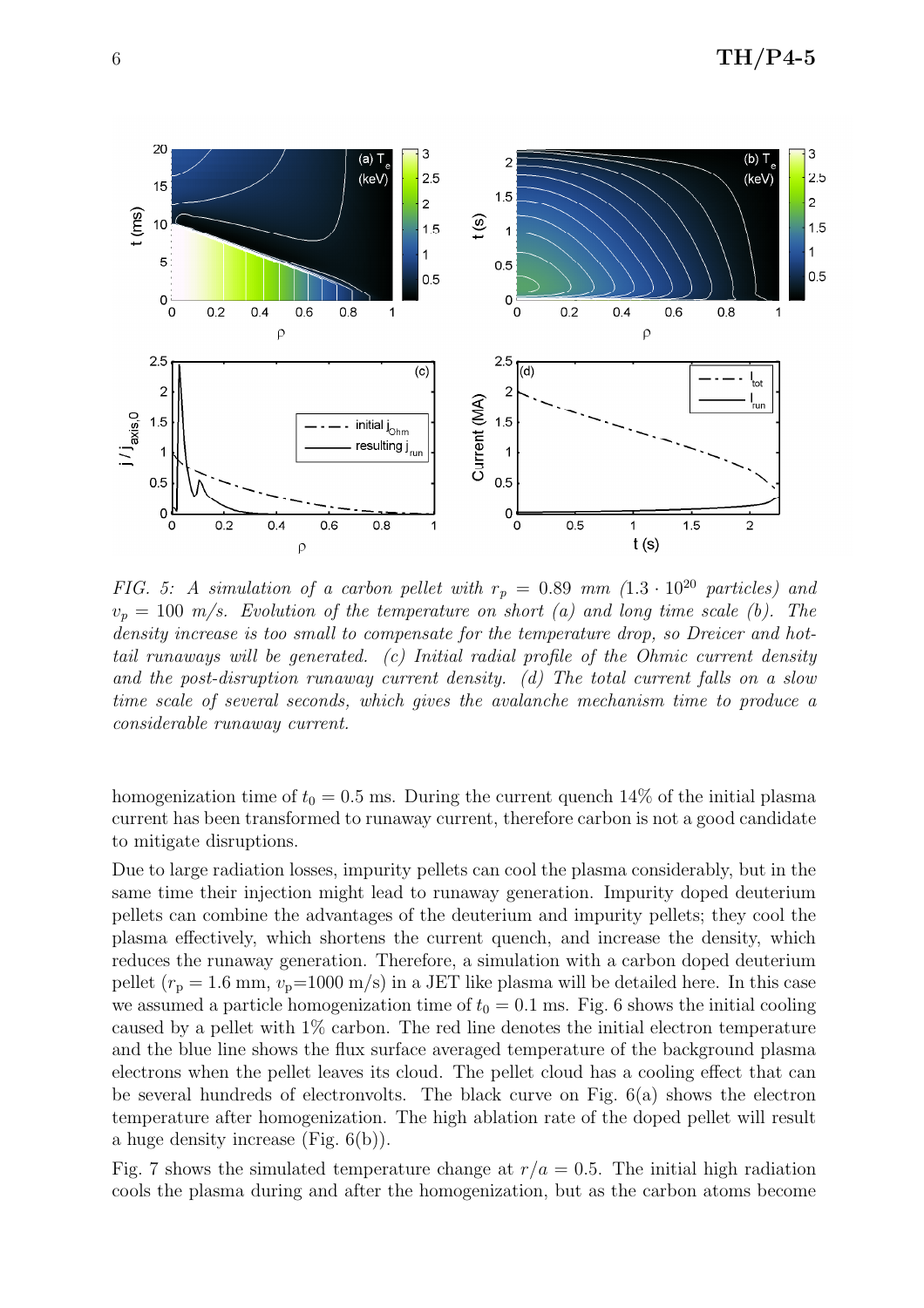*FIG. 5: A simulation of a carbon pellet with $r_p = 0.89$ mm ($1.3 \cdot 10^{20}$ particles) and $v_p = 100$ m/s. Evolution of the temperature on short (a) and long time scale (b). The density increase is too small to compensate for the temperature drop, so Dreicer and hot-tail runaways will be generated. (c) Initial radial profile of the Ohmic current density and the post-disruption runaway current density. (d) The total current falls on a slow time scale of several seconds, which gives the avalanche mechanism time to produce a considerable runaway current.*

homogenization time of $t_0 = 0.5$ ms. During the current quench 14% of the initial plasma current has been transformed to runaway current, therefore carbon is not a good candidate to mitigate disruptions.

Due to large radiation losses, impurity pellets can cool the plasma considerably, but in the same time their injection might lead to runaway generation. Impurity doped deuterium pellets can combine the advantages of the deuterium and impurity pellets; they cool the plasma effectively, which shortens the current quench, and increase the density, which reduces the runaway generation. Therefore, a simulation with a carbon doped deuterium pellet ($r_\mathrm{p} = 1.6$ mm, $v_\mathrm{p}$=1000 m/s) in a JET like plasma will be detailed here. In this case we assumed a particle homogenization time of $t_0 = 0.1$ ms. Fig. 6 shows the initial cooling caused by a pellet with 1% carbon. The red line denotes the initial electron temperature and the blue line shows the flux surface averaged temperature of the background plasma electrons when the pellet leaves its cloud. The pellet cloud has a cooling effect that can be several hundreds of electronvolts. The black curve on Fig. 6(a) shows the electron temperature after homogenization. The high ablation rate of the doped pellet will result a huge density increase (Fig. 6(b)).

Fig. 7 shows the simulated temperature change at $r/a = 0.5$. The initial high radiation cools the plasma during and after the homogenization, but as the carbon atoms become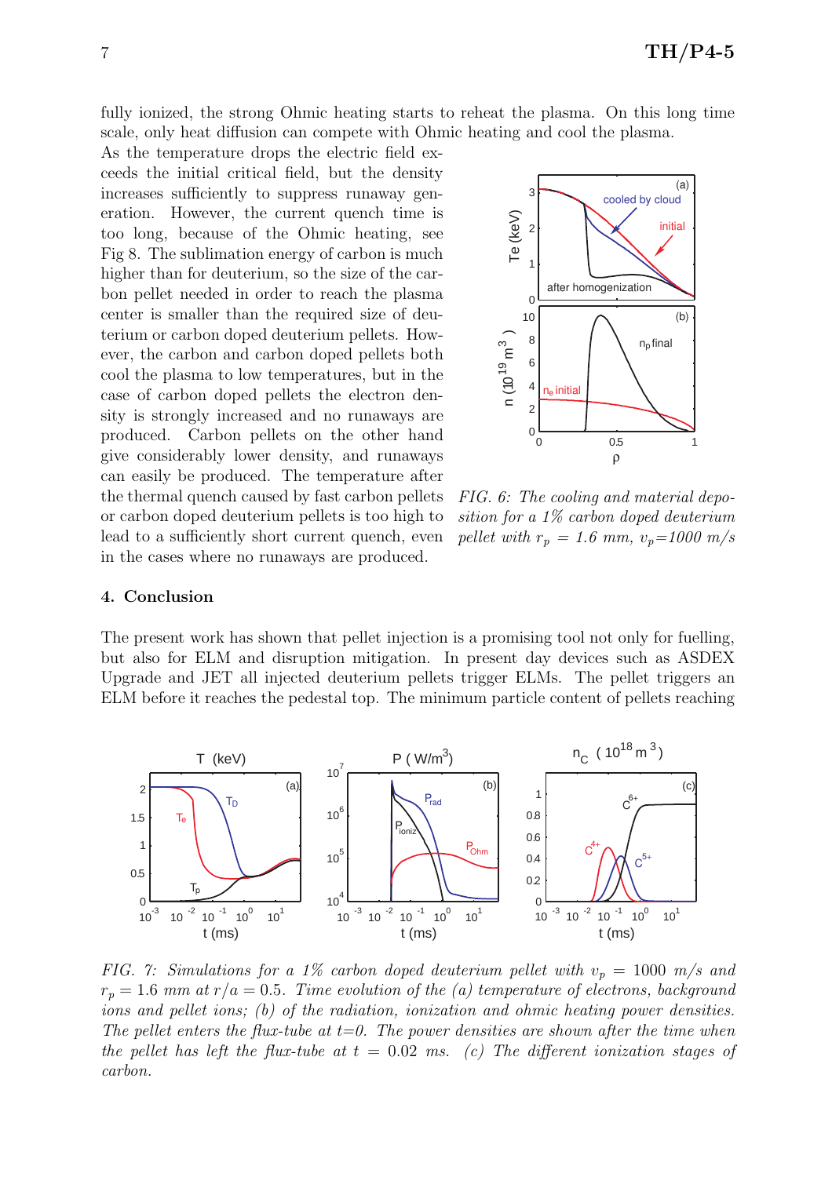fully ionized, the strong Ohmic heating starts to reheat the plasma. On this long time scale, only heat diffusion can compete with Ohmic heating and cool the plasma.

As the temperature drops the electric field exceeds the initial critical field, but the density increases sufficiently to suppress runaway generation. However, the current quench time is too long, because of the Ohmic heating, see Fig 8. The sublimation energy of carbon is much higher than for deuterium, so the size of the carbon pellet needed in order to reach the plasma center is smaller than the required size of deuterium or carbon doped deuterium pellets. However, the carbon and carbon doped pellets both cool the plasma to low temperatures, but in the case of carbon doped pellets the electron density is strongly increased and no runaways are produced. Carbon pellets on the other hand give considerably lower density, and runaways can easily be produced. The temperature after the thermal quench caused by fast carbon pellets or carbon doped deuterium pellets is too high to lead to a sufficiently short current quench, even in the cases where no runaways are produced.

*FIG. 6: The cooling and material deposition for a 1% carbon doped deuterium pellet with $r_p$ = 1.6 mm, $v_p$=1000 m/s*

## 4. Conclusion

The present work has shown that pellet injection is a promising tool not only for fuelling, but also for ELM and disruption mitigation. In present day devices such as ASDEX Upgrade and JET all injected deuterium pellets trigger ELMs. The pellet triggers an ELM before it reaches the pedestal top. The minimum particle content of pellets reaching

*FIG. 7: Simulations for a 1% carbon doped deuterium pellet with $v_p = 1000$ m/s and $r_p = 1.6$ mm at $r/a = 0.5$. Time evolution of the (a) temperature of electrons, background ions and pellet ions; (b) of the radiation, ionization and ohmic heating power densities. The pellet enters the flux-tube at t=0. The power densities are shown after the time when the pellet has left the flux-tube at $t = 0.02$ ms. (c) The different ionization stages of carbon.*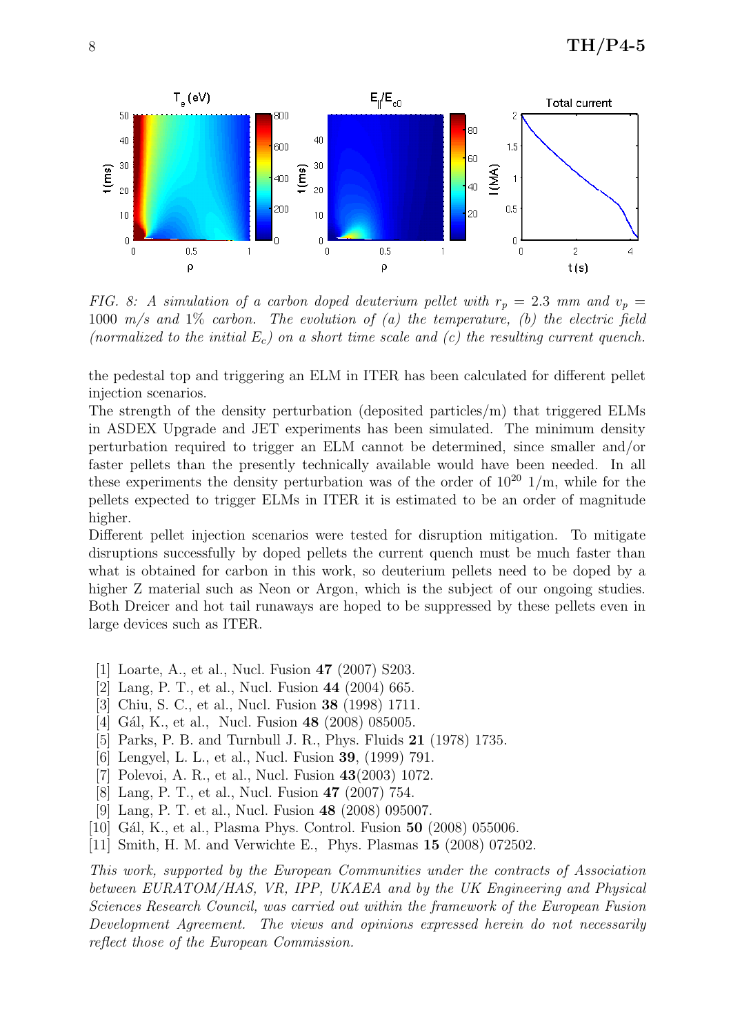$T_e$ (eV)

50
40
30
20
10
0

t (ms)

0 0.5 1

ρ

800
600
400
200
0

$E_{||}/E_{c0}$

40
30
20
10
0

t (ms)

0 0.5 1

ρ

80
60
40
20

Total current

2
1.5
1
0.5
0

I (MA)

0 2 4

t (s)

*FIG. 8: A simulation of a carbon doped deuterium pellet with $r_p = 2.3$ mm and $v_p = 1000$ m/s and 1% carbon. The evolution of (a) the temperature, (b) the electric field (normalized to the initial $E_c$) on a short time scale and (c) the resulting current quench.*

the pedestal top and triggering an ELM in ITER has been calculated for different pellet injection scenarios.

The strength of the density perturbation (deposited particles/m) that triggered ELMs in ASDEX Upgrade and JET experiments has been simulated. The minimum density perturbation required to trigger an ELM cannot be determined, since smaller and/or faster pellets than the presently technically available would have been needed. In all these experiments the density perturbation was of the order of $10^{20}$ 1/m, while for the pellets expected to trigger ELMs in ITER it is estimated to be an order of magnitude higher.

Different pellet injection scenarios were tested for disruption mitigation. To mitigate disruptions successfully by doped pellets the current quench must be much faster than what is obtained for carbon in this work, so deuterium pellets need to be doped by a higher Z material such as Neon or Argon, which is the subject of our ongoing studies. Both Dreicer and hot tail runaways are hoped to be suppressed by these pellets even in large devices such as ITER.

[1] Loarte, A., et al., Nucl. Fusion **47** (2007) S203.
[2] Lang, P. T., et al., Nucl. Fusion **44** (2004) 665.
[3] Chiu, S. C., et al., Nucl. Fusion **38** (1998) 1711.
[4] Gál, K., et al., Nucl. Fusion **48** (2008) 085005.
[5] Parks, P. B. and Turnbull J. R., Phys. Fluids **21** (1978) 1735.
[6] Lengyel, L. L., et al., Nucl. Fusion **39**, (1999) 791.
[7] Polevoi, A. R., et al., Nucl. Fusion **43**(2003) 1072.
[8] Lang, P. T., et al., Nucl. Fusion **47** (2007) 754.
[9] Lang, P. T. et al., Nucl. Fusion **48** (2008) 095007.
[10] Gál, K., et al., Plasma Phys. Control. Fusion **50** (2008) 055006.
[11] Smith, H. M. and Verwichte E., Phys. Plasmas **15** (2008) 072502.

*This work, supported by the European Communities under the contracts of Association between EURATOM/HAS, VR, IPP, UKAEA and by the UK Engineering and Physical Sciences Research Council, was carried out within the framework of the European Fusion Development Agreement. The views and opinions expressed herein do not necessarily reflect those of the European Commission.*